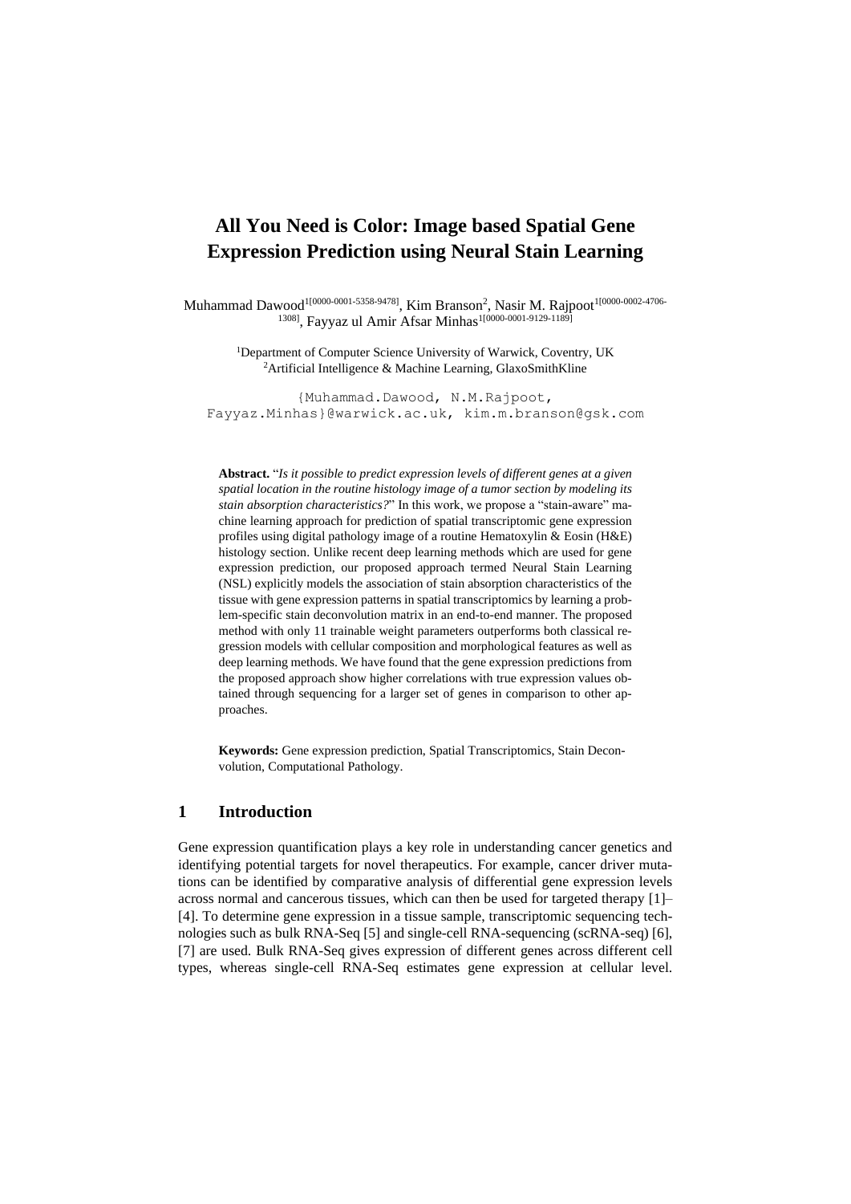# All You Need is Color: Image based Spatial Gene Expression Prediction using Neural Stain Learning

Muhammad Dawood[1[0000-0001-5358-9478]], Kim Branson[2], Nasir M. Rajpoot[1[0000-0002-4706-1308]], Fayyaz ul Amir Afsar Minhas[1[0000-0001-9129-1189]]

[1]Department of Computer Science University of Warwick, Coventry, UK
[2]Artificial Intelligence & Machine Learning, GlaxoSmithKline

{Muhammad.Dawood, N.M.Rajpoot, Fayyaz.Minhas}@warwick.ac.uk, kim.m.branson@gsk.com

**Abstract.** "*Is it possible to predict expression levels of different genes at a given spatial location in the routine histology image of a tumor section by modeling its stain absorption characteristics?*" In this work, we propose a "stain-aware" machine learning approach for prediction of spatial transcriptomic gene expression profiles using digital pathology image of a routine Hematoxylin & Eosin (H&E) histology section. Unlike recent deep learning methods which are used for gene expression prediction, our proposed approach termed Neural Stain Learning (NSL) explicitly models the association of stain absorption characteristics of the tissue with gene expression patterns in spatial transcriptomics by learning a problem-specific stain deconvolution matrix in an end-to-end manner. The proposed method with only 11 trainable weight parameters outperforms both classical regression models with cellular composition and morphological features as well as deep learning methods. We have found that the gene expression predictions from the proposed approach show higher correlations with true expression values obtained through sequencing for a larger set of genes in comparison to other approaches.

**Keywords:** Gene expression prediction, Spatial Transcriptomics, Stain Deconvolution, Computational Pathology.

## 1 Introduction

Gene expression quantification plays a key role in understanding cancer genetics and identifying potential targets for novel therapeutics. For example, cancer driver mutations can be identified by comparative analysis of differential gene expression levels across normal and cancerous tissues, which can then be used for targeted therapy [1]–[4]. To determine gene expression in a tissue sample, transcriptomic sequencing technologies such as bulk RNA-Seq [5] and single-cell RNA-sequencing (scRNA-seq) [6], [7] are used. Bulk RNA-Seq gives expression of different genes across different cell types, whereas single-cell RNA-Seq estimates gene expression at cellular level.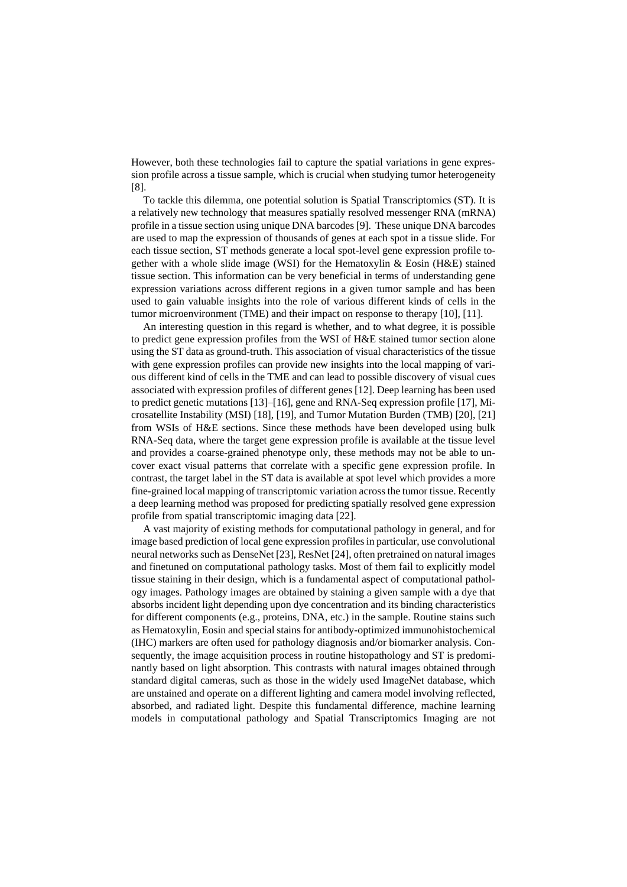However, both these technologies fail to capture the spatial variations in gene expression profile across a tissue sample, which is crucial when studying tumor heterogeneity [8].

To tackle this dilemma, one potential solution is Spatial Transcriptomics (ST). It is a relatively new technology that measures spatially resolved messenger RNA (mRNA) profile in a tissue section using unique DNA barcodes [9]. These unique DNA barcodes are used to map the expression of thousands of genes at each spot in a tissue slide. For each tissue section, ST methods generate a local spot-level gene expression profile together with a whole slide image (WSI) for the Hematoxylin & Eosin (H&E) stained tissue section. This information can be very beneficial in terms of understanding gene expression variations across different regions in a given tumor sample and has been used to gain valuable insights into the role of various different kinds of cells in the tumor microenvironment (TME) and their impact on response to therapy [10], [11].

An interesting question in this regard is whether, and to what degree, it is possible to predict gene expression profiles from the WSI of H&E stained tumor section alone using the ST data as ground-truth. This association of visual characteristics of the tissue with gene expression profiles can provide new insights into the local mapping of various different kind of cells in the TME and can lead to possible discovery of visual cues associated with expression profiles of different genes [12]. Deep learning has been used to predict genetic mutations [13]–[16], gene and RNA-Seq expression profile [17], Microsatellite Instability (MSI) [18], [19], and Tumor Mutation Burden (TMB) [20], [21] from WSIs of H&E sections. Since these methods have been developed using bulk RNA-Seq data, where the target gene expression profile is available at the tissue level and provides a coarse-grained phenotype only, these methods may not be able to uncover exact visual patterns that correlate with a specific gene expression profile. In contrast, the target label in the ST data is available at spot level which provides a more fine-grained local mapping of transcriptomic variation across the tumor tissue. Recently a deep learning method was proposed for predicting spatially resolved gene expression profile from spatial transcriptomic imaging data [22].

A vast majority of existing methods for computational pathology in general, and for image based prediction of local gene expression profiles in particular, use convolutional neural networks such as DenseNet [23], ResNet [24], often pretrained on natural images and finetuned on computational pathology tasks. Most of them fail to explicitly model tissue staining in their design, which is a fundamental aspect of computational pathology images. Pathology images are obtained by staining a given sample with a dye that absorbs incident light depending upon dye concentration and its binding characteristics for different components (e.g., proteins, DNA, etc.) in the sample. Routine stains such as Hematoxylin, Eosin and special stains for antibody-optimized immunohistochemical (IHC) markers are often used for pathology diagnosis and/or biomarker analysis. Consequently, the image acquisition process in routine histopathology and ST is predominantly based on light absorption. This contrasts with natural images obtained through standard digital cameras, such as those in the widely used ImageNet database, which are unstained and operate on a different lighting and camera model involving reflected, absorbed, and radiated light. Despite this fundamental difference, machine learning models in computational pathology and Spatial Transcriptomics Imaging are not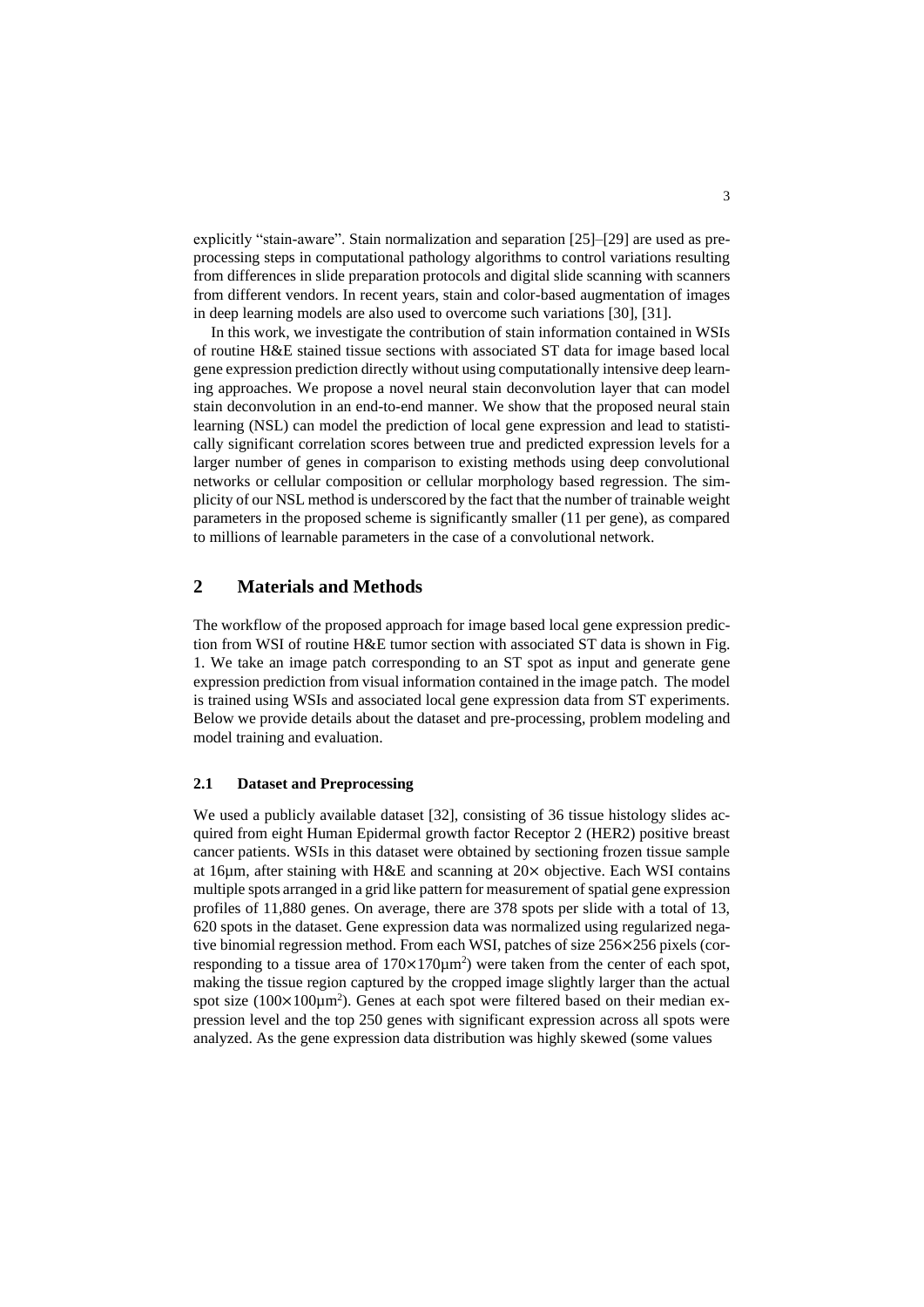explicitly "stain-aware". Stain normalization and separation [25]–[29] are used as preprocessing steps in computational pathology algorithms to control variations resulting from differences in slide preparation protocols and digital slide scanning with scanners from different vendors. In recent years, stain and color-based augmentation of images in deep learning models are also used to overcome such variations [30], [31].

In this work, we investigate the contribution of stain information contained in WSIs of routine H&E stained tissue sections with associated ST data for image based local gene expression prediction directly without using computationally intensive deep learning approaches. We propose a novel neural stain deconvolution layer that can model stain deconvolution in an end-to-end manner. We show that the proposed neural stain learning (NSL) can model the prediction of local gene expression and lead to statistically significant correlation scores between true and predicted expression levels for a larger number of genes in comparison to existing methods using deep convolutional networks or cellular composition or cellular morphology based regression. The simplicity of our NSL method is underscored by the fact that the number of trainable weight parameters in the proposed scheme is significantly smaller (11 per gene), as compared to millions of learnable parameters in the case of a convolutional network.

## 2 Materials and Methods

The workflow of the proposed approach for image based local gene expression prediction from WSI of routine H&E tumor section with associated ST data is shown in Fig. 1. We take an image patch corresponding to an ST spot as input and generate gene expression prediction from visual information contained in the image patch. The model is trained using WSIs and associated local gene expression data from ST experiments. Below we provide details about the dataset and pre-processing, problem modeling and model training and evaluation.

### 2.1 Dataset and Preprocessing

We used a publicly available dataset [32], consisting of 36 tissue histology slides acquired from eight Human Epidermal growth factor Receptor 2 (HER2) positive breast cancer patients. WSIs in this dataset were obtained by sectioning frozen tissue sample at 16µm, after staining with H&E and scanning at 20× objective. Each WSI contains multiple spots arranged in a grid like pattern for measurement of spatial gene expression profiles of 11,880 genes. On average, there are 378 spots per slide with a total of 13, 620 spots in the dataset. Gene expression data was normalized using regularized negative binomial regression method. From each WSI, patches of size 256×256 pixels (corresponding to a tissue area of 170×170µm$^2$) were taken from the center of each spot, making the tissue region captured by the cropped image slightly larger than the actual spot size (100×100µm$^2$). Genes at each spot were filtered based on their median expression level and the top 250 genes with significant expression across all spots were analyzed. As the gene expression data distribution was highly skewed (some values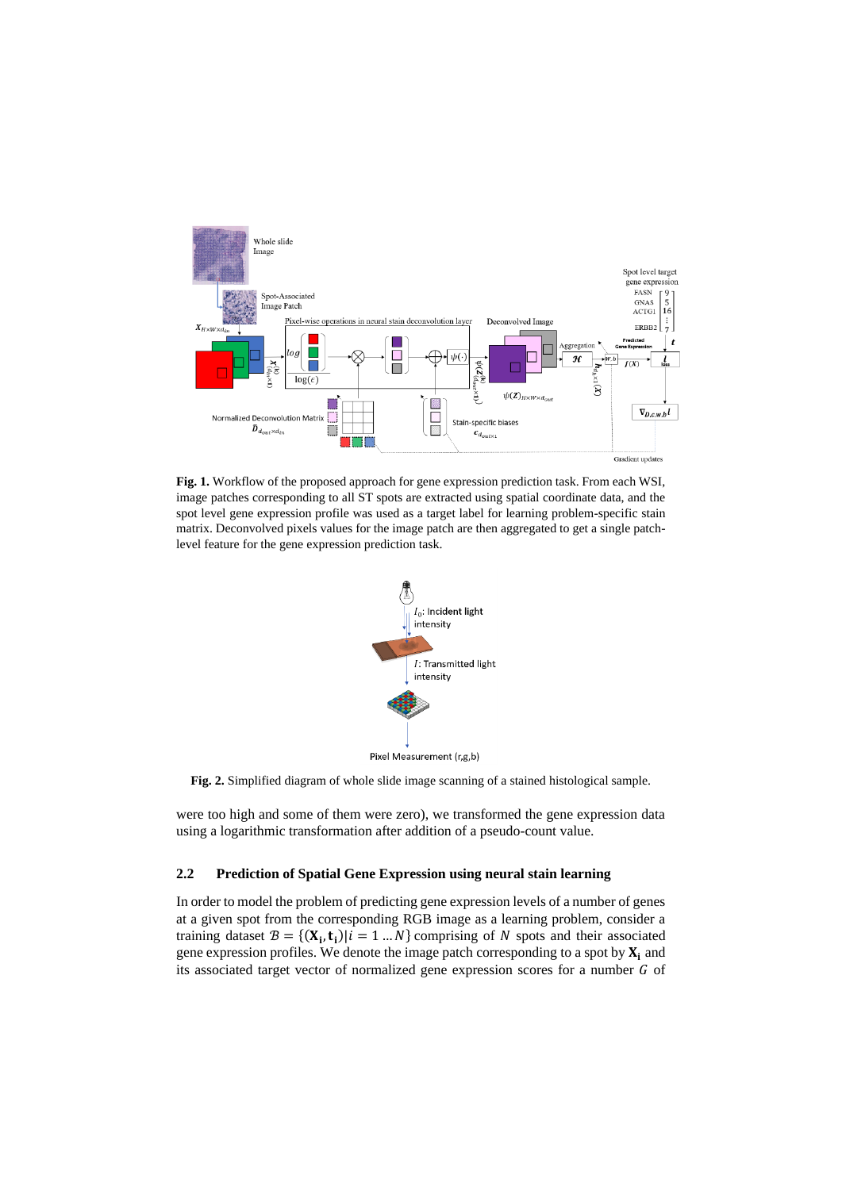**Fig. 1.** Workflow of the proposed approach for gene expression prediction task. From each WSI, image patches corresponding to all ST spots are extracted using spatial coordinate data, and the spot level gene expression profile was used as a target label for learning problem-specific stain matrix. Deconvolved pixels values for the image patch are then aggregated to get a single patch-level feature for the gene expression prediction task.

**Fig. 2.** Simplified diagram of whole slide image scanning of a stained histological sample.

were too high and some of them were zero), we transformed the gene expression data using a logarithmic transformation after addition of a pseudo-count value.

## 2.2 Prediction of Spatial Gene Expression using neural stain learning

In order to model the problem of predicting gene expression levels of a number of genes at a given spot from the corresponding RGB image as a learning problem, consider a training dataset $\mathcal{B} = \{(\mathbf{X_i}, \mathbf{t_i}) | i = 1 \ldots N\}$ comprising of $N$ spots and their associated gene expression profiles. We denote the image patch corresponding to a spot by $\mathbf{X_i}$ and its associated target vector of normalized gene expression scores for a number $G$ of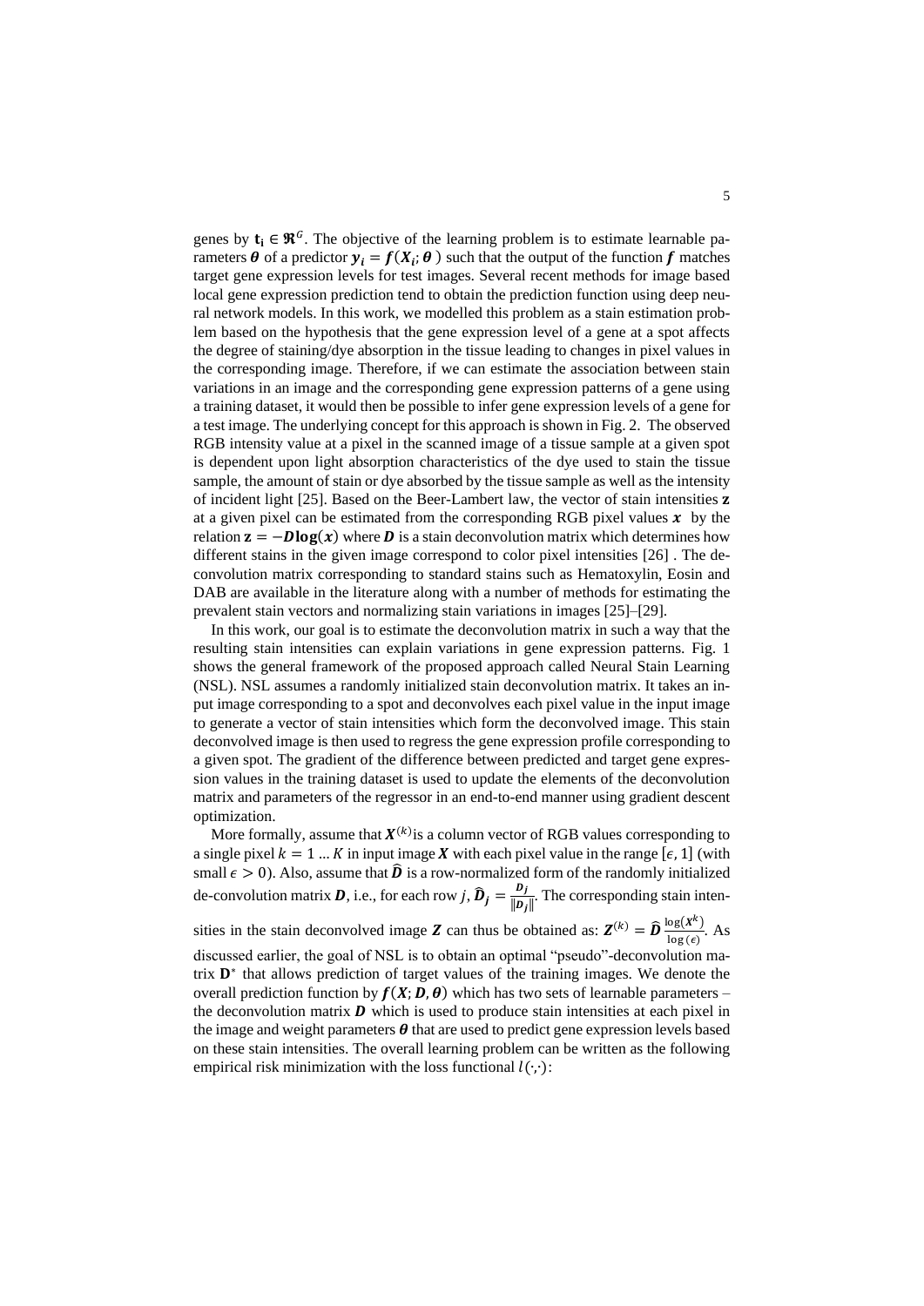genes by $\mathbf{t_i} \in \Re^G$. The objective of the learning problem is to estimate learnable parameters $\boldsymbol{\theta}$ of a predictor $\boldsymbol{y_i} = \boldsymbol{f}(\boldsymbol{X_i}; \boldsymbol{\theta})$ such that the output of the function $\boldsymbol{f}$ matches target gene expression levels for test images. Several recent methods for image based local gene expression prediction tend to obtain the prediction function using deep neural network models. In this work, we modelled this problem as a stain estimation problem based on the hypothesis that the gene expression level of a gene at a spot affects the degree of staining/dye absorption in the tissue leading to changes in pixel values in the corresponding image. Therefore, if we can estimate the association between stain variations in an image and the corresponding gene expression patterns of a gene using a training dataset, it would then be possible to infer gene expression levels of a gene for a test image. The underlying concept for this approach is shown in Fig. 2. The observed RGB intensity value at a pixel in the scanned image of a tissue sample at a given spot is dependent upon light absorption characteristics of the dye used to stain the tissue sample, the amount of stain or dye absorbed by the tissue sample as well as the intensity of incident light [25]. Based on the Beer-Lambert law, the vector of stain intensities $\mathbf{z}$ at a given pixel can be estimated from the corresponding RGB pixel values $\boldsymbol{x}$ by the relation $\mathbf{z} = -\boldsymbol{D}\mathbf{log}(\boldsymbol{x})$ where $\boldsymbol{D}$ is a stain deconvolution matrix which determines how different stains in the given image correspond to color pixel intensities [26] . The deconvolution matrix corresponding to standard stains such as Hematoxylin, Eosin and DAB are available in the literature along with a number of methods for estimating the prevalent stain vectors and normalizing stain variations in images [25]–[29].

In this work, our goal is to estimate the deconvolution matrix in such a way that the resulting stain intensities can explain variations in gene expression patterns. Fig. 1 shows the general framework of the proposed approach called Neural Stain Learning (NSL). NSL assumes a randomly initialized stain deconvolution matrix. It takes an input image corresponding to a spot and deconvolves each pixel value in the input image to generate a vector of stain intensities which form the deconvolved image. This stain deconvolved image is then used to regress the gene expression profile corresponding to a given spot. The gradient of the difference between predicted and target gene expression values in the training dataset is used to update the elements of the deconvolution matrix and parameters of the regressor in an end-to-end manner using gradient descent optimization.

More formally, assume that $\boldsymbol{X}^{(k)}$ is a column vector of RGB values corresponding to a single pixel $k = 1 \ldots K$ in input image $\boldsymbol{X}$ with each pixel value in the range $[\epsilon, 1]$ (with small $\epsilon > 0$). Also, assume that $\widehat{\boldsymbol{D}}$ is a row-normalized form of the randomly initialized de-convolution matrix $\boldsymbol{D}$, i.e., for each row $j$, $\widehat{\boldsymbol{D}}_{\boldsymbol{j}} = \frac{\boldsymbol{D_j}}{\|\boldsymbol{D_j}\|}$. The corresponding stain intensities in the stain deconvolved image $\boldsymbol{Z}$ can thus be obtained as: $\boldsymbol{Z}^{(k)} = \widehat{\boldsymbol{D}} \frac{\log(\boldsymbol{X}^k)}{\log(\epsilon)}$. As discussed earlier, the goal of NSL is to obtain an optimal "pseudo"-deconvolution matrix $\mathbf{D}^*$ that allows prediction of target values of the training images. We denote the overall prediction function by $\boldsymbol{f}(\boldsymbol{X}; \boldsymbol{D}, \boldsymbol{\theta})$ which has two sets of learnable parameters – the deconvolution matrix $\boldsymbol{D}$ which is used to produce stain intensities at each pixel in the image and weight parameters $\boldsymbol{\theta}$ that are used to predict gene expression levels based on these stain intensities. The overall learning problem can be written as the following empirical risk minimization with the loss functional $l(\cdot,\cdot)$: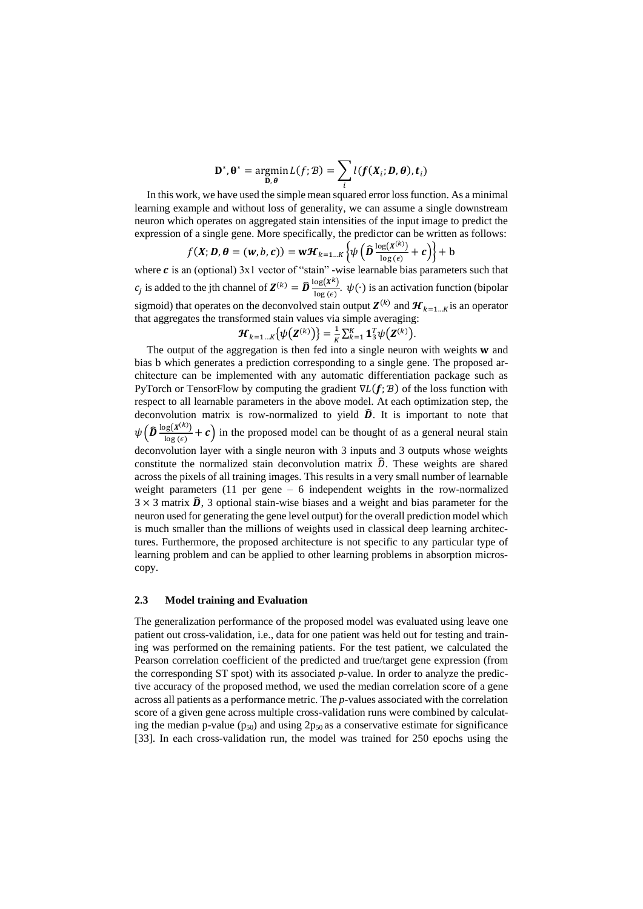$$\mathbf{D}^*, \boldsymbol{\theta}^* = \underset{\mathbf{D}, \boldsymbol{\theta}}{\operatorname{argmin}} L(f; \mathcal{B}) = \sum_i l(\boldsymbol{f}(\boldsymbol{X}_i; \boldsymbol{D}, \boldsymbol{\theta}), \boldsymbol{t}_i)$$

In this work, we have used the simple mean squared error loss function. As a minimal learning example and without loss of generality, we can assume a single downstream neuron which operates on aggregated stain intensities of the input image to predict the expression of a single gene. More specifically, the predictor can be written as follows:

$$f(\boldsymbol{X}; \boldsymbol{D}, \boldsymbol{\theta} = (\boldsymbol{w}, b, \boldsymbol{c})) = \mathbf{w}\boldsymbol{\mathcal{H}}_{k=1...K}\left\{\psi\left(\widehat{\boldsymbol{D}}\frac{\log(\boldsymbol{X}^{(k)})}{\log(\epsilon)} + \boldsymbol{c}\right)\right\} + \mathrm{b}$$

where $\boldsymbol{c}$ is an (optional) 3x1 vector of "stain" -wise learnable bias parameters such that $c_j$ is added to the jth channel of $\boldsymbol{Z}^{(k)} = \widehat{\boldsymbol{D}}\frac{\log(\boldsymbol{X}^{k})}{\log(\epsilon)}$. $\psi(\cdot)$ is an activation function (bipolar sigmoid) that operates on the deconvolved stain output $\boldsymbol{Z}^{(k)}$ and $\boldsymbol{\mathcal{H}}_{k=1...K}$ is an operator that aggregates the transformed stain values via simple averaging:

$$\boldsymbol{\mathcal{H}}_{k=1...K}\left\{\psi\left(\boldsymbol{Z}^{(k)}\right)\right\} = \frac{1}{K}\sum_{k=1}^{K}\mathbf{1}_3^T\psi\left(\boldsymbol{Z}^{(k)}\right).$$

The output of the aggregation is then fed into a single neuron with weights $\mathbf{w}$ and bias b which generates a prediction corresponding to a single gene. The proposed architecture can be implemented with any automatic differentiation package such as PyTorch or TensorFlow by computing the gradient $\nabla L(\boldsymbol{f}; \mathcal{B})$ of the loss function with respect to all learnable parameters in the above model. At each optimization step, the deconvolution matrix is row-normalized to yield $\widehat{\boldsymbol{D}}$. It is important to note that $\psi\left(\widehat{\boldsymbol{D}}\frac{\log(\boldsymbol{X}^{(k)})}{\log(\epsilon)} + \boldsymbol{c}\right)$ in the proposed model can be thought of as a general neural stain deconvolution layer with a single neuron with 3 inputs and 3 outputs whose weights constitute the normalized stain deconvolution matrix $\widehat{D}$. These weights are shared across the pixels of all training images. This results in a very small number of learnable weight parameters (11 per gene – 6 independent weights in the row-normalized $3 \times 3$ matrix $\widehat{\boldsymbol{D}}$, 3 optional stain-wise biases and a weight and bias parameter for the neuron used for generating the gene level output) for the overall prediction model which is much smaller than the millions of weights used in classical deep learning architectures. Furthermore, the proposed architecture is not specific to any particular type of learning problem and can be applied to other learning problems in absorption microscopy.

### 2.3 Model training and Evaluation

The generalization performance of the proposed model was evaluated using leave one patient out cross-validation, i.e., data for one patient was held out for testing and training was performed on the remaining patients. For the test patient, we calculated the Pearson correlation coefficient of the predicted and true/target gene expression (from the corresponding ST spot) with its associated *p*-value. In order to analyze the predictive accuracy of the proposed method, we used the median correlation score of a gene across all patients as a performance metric. The *p*-values associated with the correlation score of a given gene across multiple cross-validation runs were combined by calculating the median p-value ($p_{50}$) and using $2p_{50}$ as a conservative estimate for significance [33]. In each cross-validation run, the model was trained for 250 epochs using the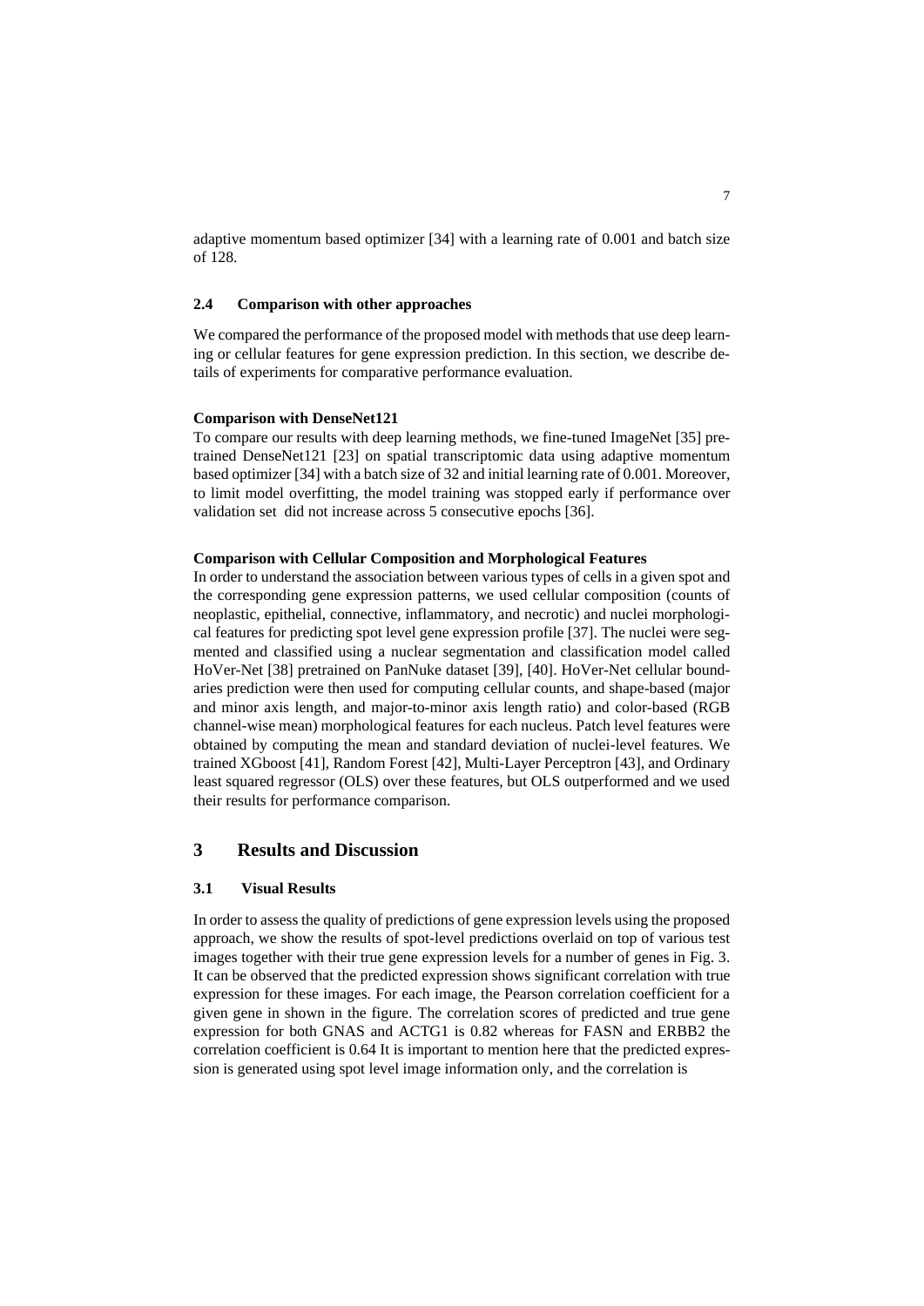adaptive momentum based optimizer [34] with a learning rate of 0.001 and batch size of 128.

### 2.4 Comparison with other approaches

We compared the performance of the proposed model with methods that use deep learning or cellular features for gene expression prediction. In this section, we describe details of experiments for comparative performance evaluation.

**Comparison with DenseNet121**

To compare our results with deep learning methods, we fine-tuned ImageNet [35] pretrained DenseNet121 [23] on spatial transcriptomic data using adaptive momentum based optimizer [34] with a batch size of 32 and initial learning rate of 0.001. Moreover, to limit model overfitting, the model training was stopped early if performance over validation set did not increase across 5 consecutive epochs [36].

**Comparison with Cellular Composition and Morphological Features**

In order to understand the association between various types of cells in a given spot and the corresponding gene expression patterns, we used cellular composition (counts of neoplastic, epithelial, connective, inflammatory, and necrotic) and nuclei morphological features for predicting spot level gene expression profile [37]. The nuclei were segmented and classified using a nuclear segmentation and classification model called HoVer-Net [38] pretrained on PanNuke dataset [39], [40]. HoVer-Net cellular boundaries prediction were then used for computing cellular counts, and shape-based (major and minor axis length, and major-to-minor axis length ratio) and color-based (RGB channel-wise mean) morphological features for each nucleus. Patch level features were obtained by computing the mean and standard deviation of nuclei-level features. We trained XGboost [41], Random Forest [42], Multi-Layer Perceptron [43], and Ordinary least squared regressor (OLS) over these features, but OLS outperformed and we used their results for performance comparison.

## 3 Results and Discussion

### 3.1 Visual Results

In order to assess the quality of predictions of gene expression levels using the proposed approach, we show the results of spot-level predictions overlaid on top of various test images together with their true gene expression levels for a number of genes in Fig. 3. It can be observed that the predicted expression shows significant correlation with true expression for these images. For each image, the Pearson correlation coefficient for a given gene in shown in the figure. The correlation scores of predicted and true gene expression for both GNAS and ACTG1 is 0.82 whereas for FASN and ERBB2 the correlation coefficient is 0.64 It is important to mention here that the predicted expression is generated using spot level image information only, and the correlation is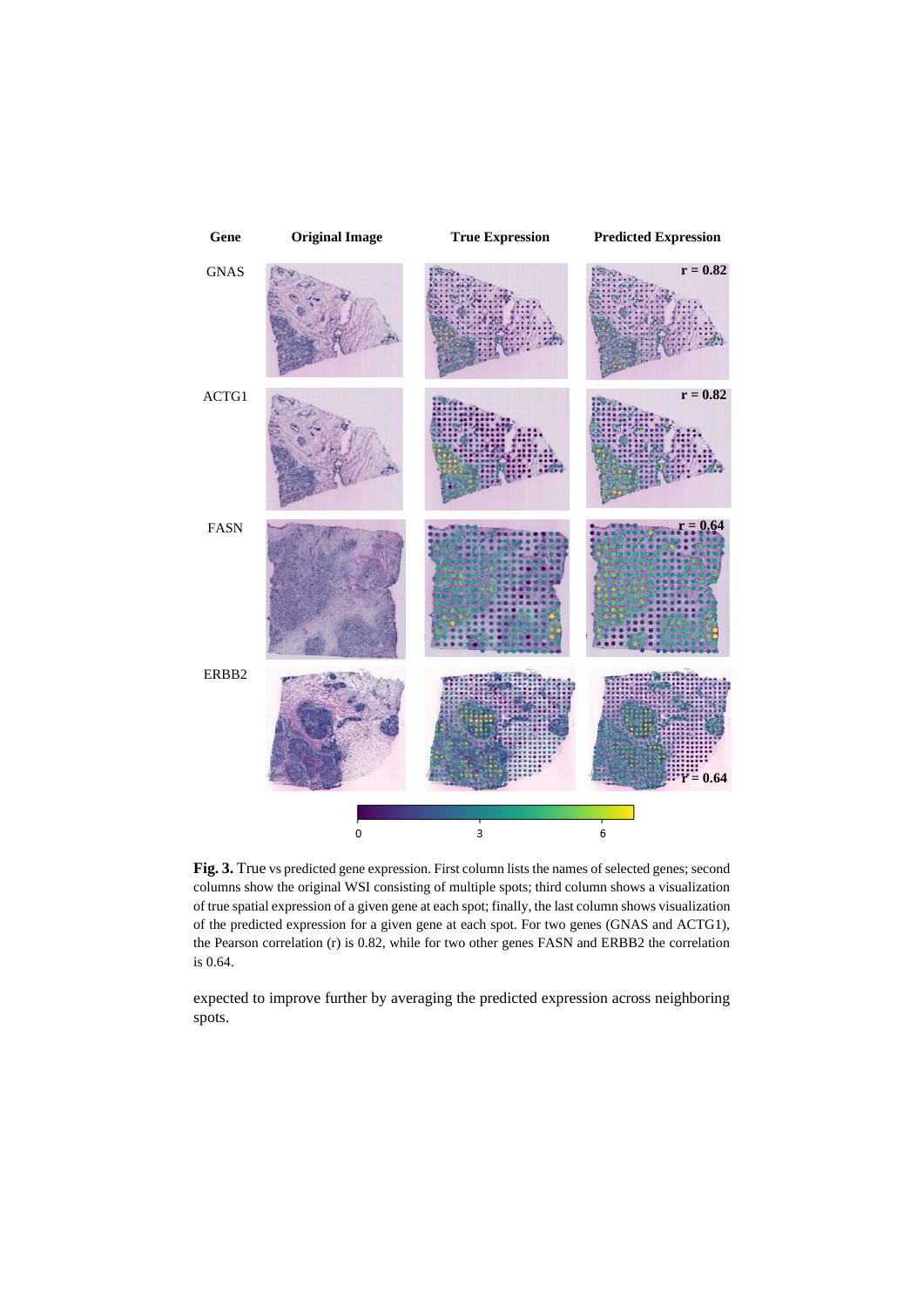**Fig. 3.** True vs predicted gene expression. First column lists the names of selected genes; second columns show the original WSI consisting of multiple spots; third column shows a visualization of true spatial expression of a given gene at each spot; finally, the last column shows visualization of the predicted expression for a given gene at each spot. For two genes (GNAS and ACTG1), the Pearson correlation (r) is 0.82, while for two other genes FASN and ERBB2 the correlation is 0.64.

expected to improve further by averaging the predicted expression across neighboring spots.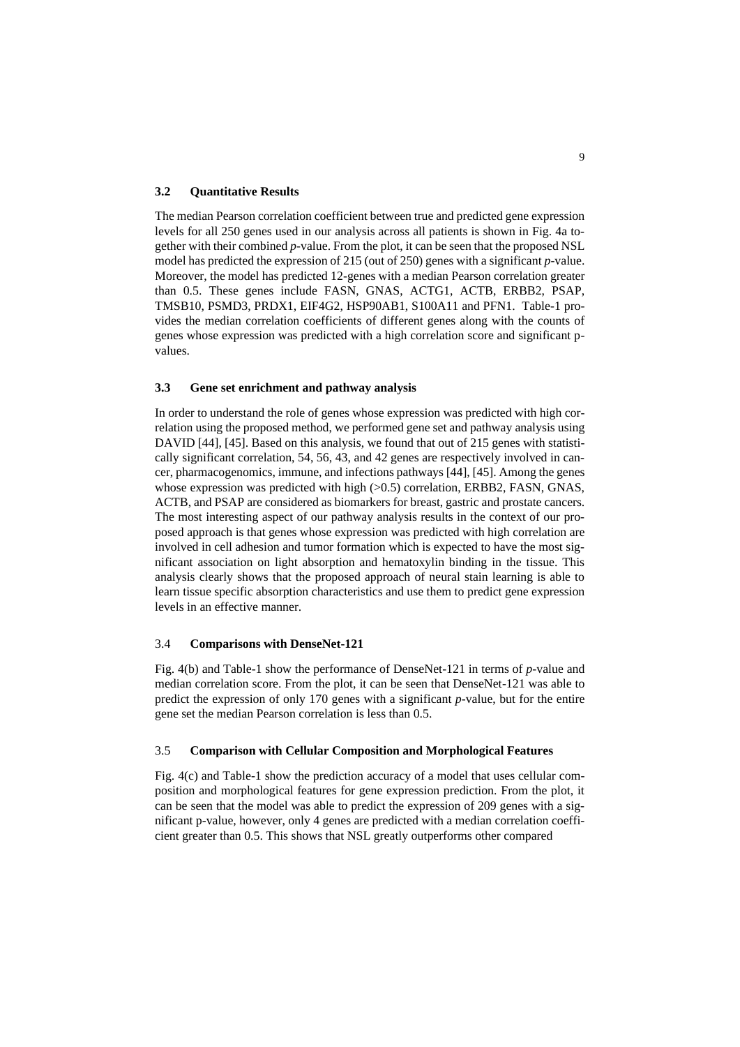### 3.2 Quantitative Results

The median Pearson correlation coefficient between true and predicted gene expression levels for all 250 genes used in our analysis across all patients is shown in Fig. 4a together with their combined *p*-value. From the plot, it can be seen that the proposed NSL model has predicted the expression of 215 (out of 250) genes with a significant *p*-value. Moreover, the model has predicted 12-genes with a median Pearson correlation greater than 0.5. These genes include FASN, GNAS, ACTG1, ACTB, ERBB2, PSAP, TMSB10, PSMD3, PRDX1, EIF4G2, HSP90AB1, S100A11 and PFN1. Table-1 provides the median correlation coefficients of different genes along with the counts of genes whose expression was predicted with a high correlation score and significant p-values.

### 3.3 Gene set enrichment and pathway analysis

In order to understand the role of genes whose expression was predicted with high correlation using the proposed method, we performed gene set and pathway analysis using DAVID [44], [45]. Based on this analysis, we found that out of 215 genes with statistically significant correlation, 54, 56, 43, and 42 genes are respectively involved in cancer, pharmacogenomics, immune, and infections pathways [44], [45]. Among the genes whose expression was predicted with high (>0.5) correlation, ERBB2, FASN, GNAS, ACTB, and PSAP are considered as biomarkers for breast, gastric and prostate cancers. The most interesting aspect of our pathway analysis results in the context of our proposed approach is that genes whose expression was predicted with high correlation are involved in cell adhesion and tumor formation which is expected to have the most significant association on light absorption and hematoxylin binding in the tissue. This analysis clearly shows that the proposed approach of neural stain learning is able to learn tissue specific absorption characteristics and use them to predict gene expression levels in an effective manner.

### 3.4 Comparisons with DenseNet-121

Fig. 4(b) and Table-1 show the performance of DenseNet-121 in terms of *p*-value and median correlation score. From the plot, it can be seen that DenseNet-121 was able to predict the expression of only 170 genes with a significant *p*-value, but for the entire gene set the median Pearson correlation is less than 0.5.

### 3.5 Comparison with Cellular Composition and Morphological Features

Fig. 4(c) and Table-1 show the prediction accuracy of a model that uses cellular composition and morphological features for gene expression prediction. From the plot, it can be seen that the model was able to predict the expression of 209 genes with a significant p-value, however, only 4 genes are predicted with a median correlation coefficient greater than 0.5. This shows that NSL greatly outperforms other compared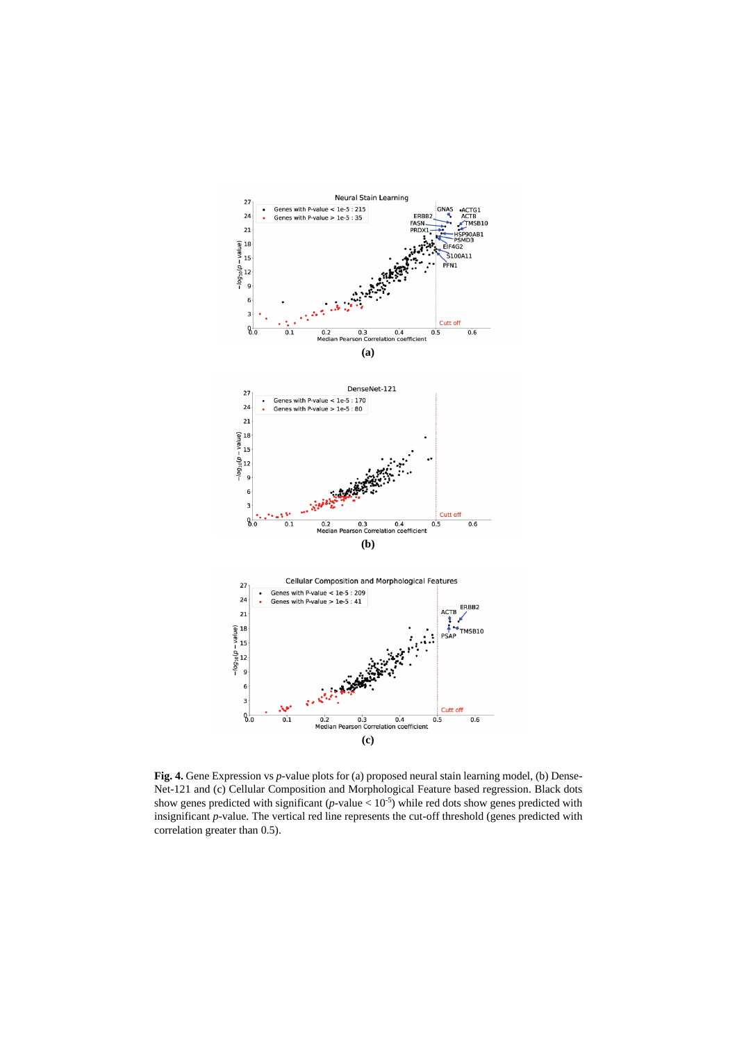**(a)**

**(b)**

**(c)**

**Fig. 4.** Gene Expression vs *p*-value plots for (a) proposed neural stain learning model, (b) DenseNet-121 and (c) Cellular Composition and Morphological Feature based regression. Black dots show genes predicted with significant ($p$-value $< 10^{-5}$) while red dots show genes predicted with insignificant *p*-value. The vertical red line represents the cut-off threshold (genes predicted with correlation greater than 0.5).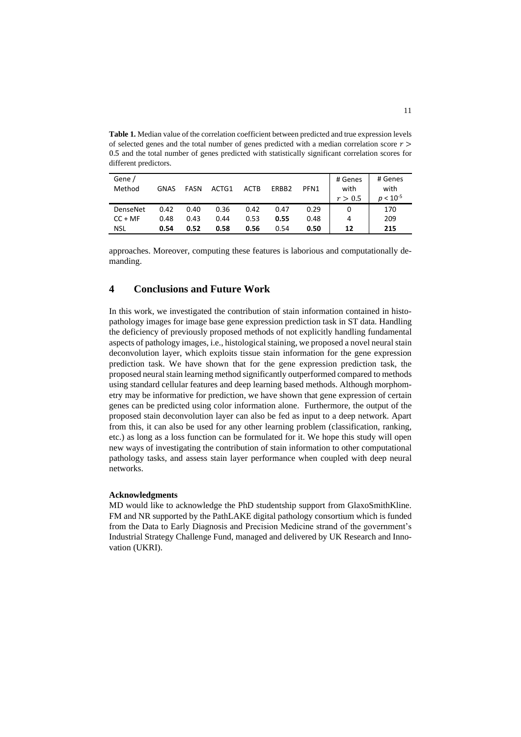**Table 1.** Median value of the correlation coefficient between predicted and true expression levels of selected genes and the total number of genes predicted with a median correlation score $r > 0.5$ and the total number of genes predicted with statistically significant correlation scores for different predictors.

| Gene / Method | GNAS | FASN | ACTG1 | ACTB | ERBB2 | PFN1 | # Genes with $r > 0.5$ | # Genes with $p < 10^{-5}$ |
|---|---|---|---|---|---|---|---|---|
| DenseNet | 0.42 | 0.40 | 0.36 | 0.42 | 0.47 | 0.29 | 0 | 170 |
| CC + MF | 0.48 | 0.43 | 0.44 | 0.53 | **0.55** | 0.48 | 4 | 209 |
| NSL | **0.54** | **0.52** | **0.58** | **0.56** | 0.54 | **0.50** | **12** | **215** |

approaches. Moreover, computing these features is laborious and computationally demanding.

# 4 Conclusions and Future Work

In this work, we investigated the contribution of stain information contained in histopathology images for image base gene expression prediction task in ST data. Handling the deficiency of previously proposed methods of not explicitly handling fundamental aspects of pathology images, i.e., histological staining, we proposed a novel neural stain deconvolution layer, which exploits tissue stain information for the gene expression prediction task. We have shown that for the gene expression prediction task, the proposed neural stain learning method significantly outperformed compared to methods using standard cellular features and deep learning based methods. Although morphometry may be informative for prediction, we have shown that gene expression of certain genes can be predicted using color information alone. Furthermore, the output of the proposed stain deconvolution layer can also be fed as input to a deep network. Apart from this, it can also be used for any other learning problem (classification, ranking, etc.) as long as a loss function can be formulated for it. We hope this study will open new ways of investigating the contribution of stain information to other computational pathology tasks, and assess stain layer performance when coupled with deep neural networks.

**Acknowledgments**

MD would like to acknowledge the PhD studentship support from GlaxoSmithKline. FM and NR supported by the PathLAKE digital pathology consortium which is funded from the Data to Early Diagnosis and Precision Medicine strand of the government's Industrial Strategy Challenge Fund, managed and delivered by UK Research and Innovation (UKRI).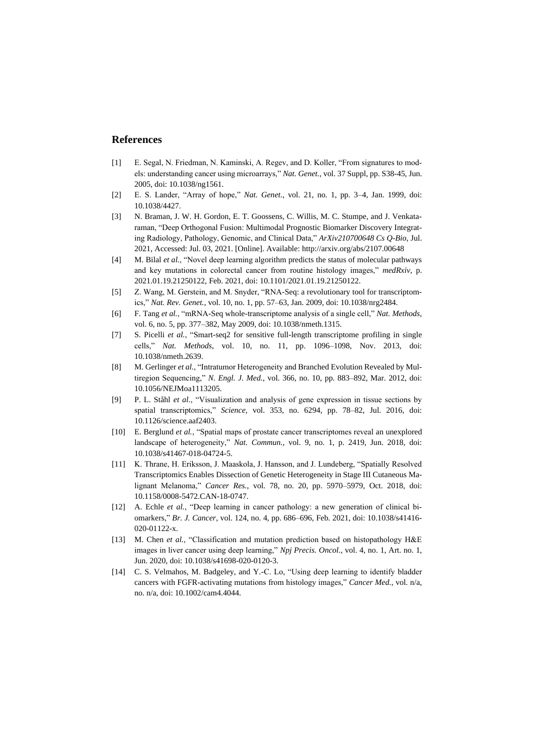## References

[1] E. Segal, N. Friedman, N. Kaminski, A. Regev, and D. Koller, "From signatures to models: understanding cancer using microarrays," *Nat. Genet.*, vol. 37 Suppl, pp. S38-45, Jun. 2005, doi: 10.1038/ng1561.

[2] E. S. Lander, "Array of hope," *Nat. Genet.*, vol. 21, no. 1, pp. 3–4, Jan. 1999, doi: 10.1038/4427.

[3] N. Braman, J. W. H. Gordon, E. T. Goossens, C. Willis, M. C. Stumpe, and J. Venkataraman, "Deep Orthogonal Fusion: Multimodal Prognostic Biomarker Discovery Integrating Radiology, Pathology, Genomic, and Clinical Data," *ArXiv210700648 Cs Q-Bio*, Jul. 2021, Accessed: Jul. 03, 2021. [Online]. Available: http://arxiv.org/abs/2107.00648

[4] M. Bilal *et al.*, "Novel deep learning algorithm predicts the status of molecular pathways and key mutations in colorectal cancer from routine histology images," *medRxiv*, p. 2021.01.19.21250122, Feb. 2021, doi: 10.1101/2021.01.19.21250122.

[5] Z. Wang, M. Gerstein, and M. Snyder, "RNA-Seq: a revolutionary tool for transcriptomics," *Nat. Rev. Genet.*, vol. 10, no. 1, pp. 57–63, Jan. 2009, doi: 10.1038/nrg2484.

[6] F. Tang *et al.*, "mRNA-Seq whole-transcriptome analysis of a single cell," *Nat. Methods*, vol. 6, no. 5, pp. 377–382, May 2009, doi: 10.1038/nmeth.1315.

[7] S. Picelli *et al.*, "Smart-seq2 for sensitive full-length transcriptome profiling in single cells," *Nat. Methods*, vol. 10, no. 11, pp. 1096–1098, Nov. 2013, doi: 10.1038/nmeth.2639.

[8] M. Gerlinger *et al.*, "Intratumor Heterogeneity and Branched Evolution Revealed by Multiregion Sequencing," *N. Engl. J. Med.*, vol. 366, no. 10, pp. 883–892, Mar. 2012, doi: 10.1056/NEJMoa1113205.

[9] P. L. Ståhl *et al.*, "Visualization and analysis of gene expression in tissue sections by spatial transcriptomics," *Science*, vol. 353, no. 6294, pp. 78–82, Jul. 2016, doi: 10.1126/science.aaf2403.

[10] E. Berglund *et al.*, "Spatial maps of prostate cancer transcriptomes reveal an unexplored landscape of heterogeneity," *Nat. Commun.*, vol. 9, no. 1, p. 2419, Jun. 2018, doi: 10.1038/s41467-018-04724-5.

[11] K. Thrane, H. Eriksson, J. Maaskola, J. Hansson, and J. Lundeberg, "Spatially Resolved Transcriptomics Enables Dissection of Genetic Heterogeneity in Stage III Cutaneous Malignant Melanoma," *Cancer Res.*, vol. 78, no. 20, pp. 5970–5979, Oct. 2018, doi: 10.1158/0008-5472.CAN-18-0747.

[12] A. Echle *et al.*, "Deep learning in cancer pathology: a new generation of clinical biomarkers," *Br. J. Cancer*, vol. 124, no. 4, pp. 686–696, Feb. 2021, doi: 10.1038/s41416-020-01122-x.

[13] M. Chen *et al.*, "Classification and mutation prediction based on histopathology H&E images in liver cancer using deep learning," *Npj Precis. Oncol.*, vol. 4, no. 1, Art. no. 1, Jun. 2020, doi: 10.1038/s41698-020-0120-3.

[14] C. S. Velmahos, M. Badgeley, and Y.-C. Lo, "Using deep learning to identify bladder cancers with FGFR-activating mutations from histology images," *Cancer Med.*, vol. n/a, no. n/a, doi: 10.1002/cam4.4044.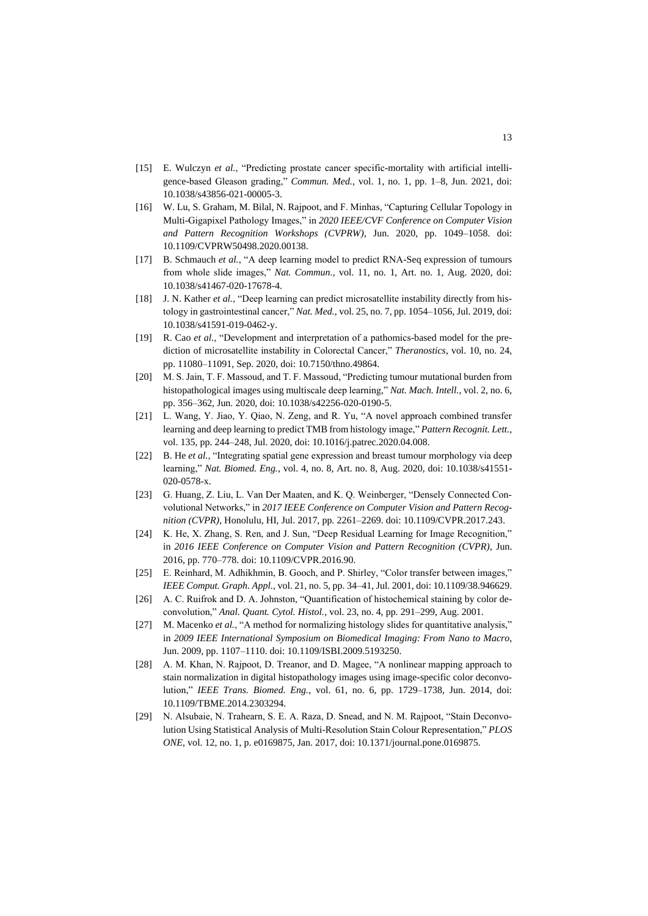[15] E. Wulczyn *et al.*, "Predicting prostate cancer specific-mortality with artificial intelligence-based Gleason grading," *Commun. Med.*, vol. 1, no. 1, pp. 1–8, Jun. 2021, doi: 10.1038/s43856-021-00005-3.

[16] W. Lu, S. Graham, M. Bilal, N. Rajpoot, and F. Minhas, "Capturing Cellular Topology in Multi-Gigapixel Pathology Images," in *2020 IEEE/CVF Conference on Computer Vision and Pattern Recognition Workshops (CVPRW)*, Jun. 2020, pp. 1049–1058. doi: 10.1109/CVPRW50498.2020.00138.

[17] B. Schmauch *et al.*, "A deep learning model to predict RNA-Seq expression of tumours from whole slide images," *Nat. Commun.*, vol. 11, no. 1, Art. no. 1, Aug. 2020, doi: 10.1038/s41467-020-17678-4.

[18] J. N. Kather *et al.*, "Deep learning can predict microsatellite instability directly from histology in gastrointestinal cancer," *Nat. Med.*, vol. 25, no. 7, pp. 1054–1056, Jul. 2019, doi: 10.1038/s41591-019-0462-y.

[19] R. Cao *et al.*, "Development and interpretation of a pathomics-based model for the prediction of microsatellite instability in Colorectal Cancer," *Theranostics*, vol. 10, no. 24, pp. 11080–11091, Sep. 2020, doi: 10.7150/thno.49864.

[20] M. S. Jain, T. F. Massoud, and T. F. Massoud, "Predicting tumour mutational burden from histopathological images using multiscale deep learning," *Nat. Mach. Intell.*, vol. 2, no. 6, pp. 356–362, Jun. 2020, doi: 10.1038/s42256-020-0190-5.

[21] L. Wang, Y. Jiao, Y. Qiao, N. Zeng, and R. Yu, "A novel approach combined transfer learning and deep learning to predict TMB from histology image," *Pattern Recognit. Lett.*, vol. 135, pp. 244–248, Jul. 2020, doi: 10.1016/j.patrec.2020.04.008.

[22] B. He *et al.*, "Integrating spatial gene expression and breast tumour morphology via deep learning," *Nat. Biomed. Eng.*, vol. 4, no. 8, Art. no. 8, Aug. 2020, doi: 10.1038/s41551-020-0578-x.

[23] G. Huang, Z. Liu, L. Van Der Maaten, and K. Q. Weinberger, "Densely Connected Convolutional Networks," in *2017 IEEE Conference on Computer Vision and Pattern Recognition (CVPR)*, Honolulu, HI, Jul. 2017, pp. 2261–2269. doi: 10.1109/CVPR.2017.243.

[24] K. He, X. Zhang, S. Ren, and J. Sun, "Deep Residual Learning for Image Recognition," in *2016 IEEE Conference on Computer Vision and Pattern Recognition (CVPR)*, Jun. 2016, pp. 770–778. doi: 10.1109/CVPR.2016.90.

[25] E. Reinhard, M. Adhikhmin, B. Gooch, and P. Shirley, "Color transfer between images," *IEEE Comput. Graph. Appl.*, vol. 21, no. 5, pp. 34–41, Jul. 2001, doi: 10.1109/38.946629.

[26] A. C. Ruifrok and D. A. Johnston, "Quantification of histochemical staining by color deconvolution," *Anal. Quant. Cytol. Histol.*, vol. 23, no. 4, pp. 291–299, Aug. 2001.

[27] M. Macenko *et al.*, "A method for normalizing histology slides for quantitative analysis," in *2009 IEEE International Symposium on Biomedical Imaging: From Nano to Macro*, Jun. 2009, pp. 1107–1110. doi: 10.1109/ISBI.2009.5193250.

[28] A. M. Khan, N. Rajpoot, D. Treanor, and D. Magee, "A nonlinear mapping approach to stain normalization in digital histopathology images using image-specific color deconvolution," *IEEE Trans. Biomed. Eng.*, vol. 61, no. 6, pp. 1729–1738, Jun. 2014, doi: 10.1109/TBME.2014.2303294.

[29] N. Alsubaie, N. Trahearn, S. E. A. Raza, D. Snead, and N. M. Rajpoot, "Stain Deconvolution Using Statistical Analysis of Multi-Resolution Stain Colour Representation," *PLOS ONE*, vol. 12, no. 1, p. e0169875, Jan. 2017, doi: 10.1371/journal.pone.0169875.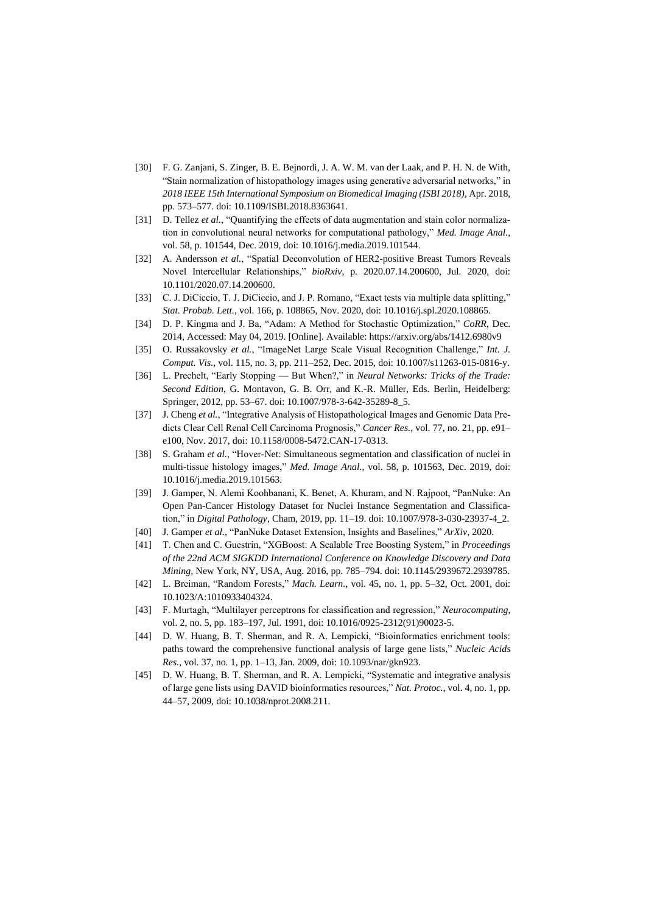[30] F. G. Zanjani, S. Zinger, B. E. Bejnordi, J. A. W. M. van der Laak, and P. H. N. de With, "Stain normalization of histopathology images using generative adversarial networks," in *2018 IEEE 15th International Symposium on Biomedical Imaging (ISBI 2018)*, Apr. 2018, pp. 573–577. doi: 10.1109/ISBI.2018.8363641.

[31] D. Tellez *et al.*, "Quantifying the effects of data augmentation and stain color normalization in convolutional neural networks for computational pathology," *Med. Image Anal.*, vol. 58, p. 101544, Dec. 2019, doi: 10.1016/j.media.2019.101544.

[32] A. Andersson *et al.*, "Spatial Deconvolution of HER2-positive Breast Tumors Reveals Novel Intercellular Relationships," *bioRxiv*, p. 2020.07.14.200600, Jul. 2020, doi: 10.1101/2020.07.14.200600.

[33] C. J. DiCiccio, T. J. DiCiccio, and J. P. Romano, "Exact tests via multiple data splitting," *Stat. Probab. Lett.*, vol. 166, p. 108865, Nov. 2020, doi: 10.1016/j.spl.2020.108865.

[34] D. P. Kingma and J. Ba, "Adam: A Method for Stochastic Optimization," *CoRR*, Dec. 2014, Accessed: May 04, 2019. [Online]. Available: https://arxiv.org/abs/1412.6980v9

[35] O. Russakovsky *et al.*, "ImageNet Large Scale Visual Recognition Challenge," *Int. J. Comput. Vis.*, vol. 115, no. 3, pp. 211–252, Dec. 2015, doi: 10.1007/s11263-015-0816-y.

[36] L. Prechelt, "Early Stopping — But When?," in *Neural Networks: Tricks of the Trade: Second Edition*, G. Montavon, G. B. Orr, and K.-R. Müller, Eds. Berlin, Heidelberg: Springer, 2012, pp. 53–67. doi: 10.1007/978-3-642-35289-8_5.

[37] J. Cheng *et al.*, "Integrative Analysis of Histopathological Images and Genomic Data Predicts Clear Cell Renal Cell Carcinoma Prognosis," *Cancer Res.*, vol. 77, no. 21, pp. e91–e100, Nov. 2017, doi: 10.1158/0008-5472.CAN-17-0313.

[38] S. Graham *et al.*, "Hover-Net: Simultaneous segmentation and classification of nuclei in multi-tissue histology images," *Med. Image Anal.*, vol. 58, p. 101563, Dec. 2019, doi: 10.1016/j.media.2019.101563.

[39] J. Gamper, N. Alemi Koohbanani, K. Benet, A. Khuram, and N. Rajpoot, "PanNuke: An Open Pan-Cancer Histology Dataset for Nuclei Instance Segmentation and Classification," in *Digital Pathology*, Cham, 2019, pp. 11–19. doi: 10.1007/978-3-030-23937-4_2.

[40] J. Gamper *et al.*, "PanNuke Dataset Extension, Insights and Baselines," *ArXiv*, 2020.

[41] T. Chen and C. Guestrin, "XGBoost: A Scalable Tree Boosting System," in *Proceedings of the 22nd ACM SIGKDD International Conference on Knowledge Discovery and Data Mining*, New York, NY, USA, Aug. 2016, pp. 785–794. doi: 10.1145/2939672.2939785.

[42] L. Breiman, "Random Forests," *Mach. Learn.*, vol. 45, no. 1, pp. 5–32, Oct. 2001, doi: 10.1023/A:1010933404324.

[43] F. Murtagh, "Multilayer perceptrons for classification and regression," *Neurocomputing*, vol. 2, no. 5, pp. 183–197, Jul. 1991, doi: 10.1016/0925-2312(91)90023-5.

[44] D. W. Huang, B. T. Sherman, and R. A. Lempicki, "Bioinformatics enrichment tools: paths toward the comprehensive functional analysis of large gene lists," *Nucleic Acids Res.*, vol. 37, no. 1, pp. 1–13, Jan. 2009, doi: 10.1093/nar/gkn923.

[45] D. W. Huang, B. T. Sherman, and R. A. Lempicki, "Systematic and integrative analysis of large gene lists using DAVID bioinformatics resources," *Nat. Protoc.*, vol. 4, no. 1, pp. 44–57, 2009, doi: 10.1038/nprot.2008.211.